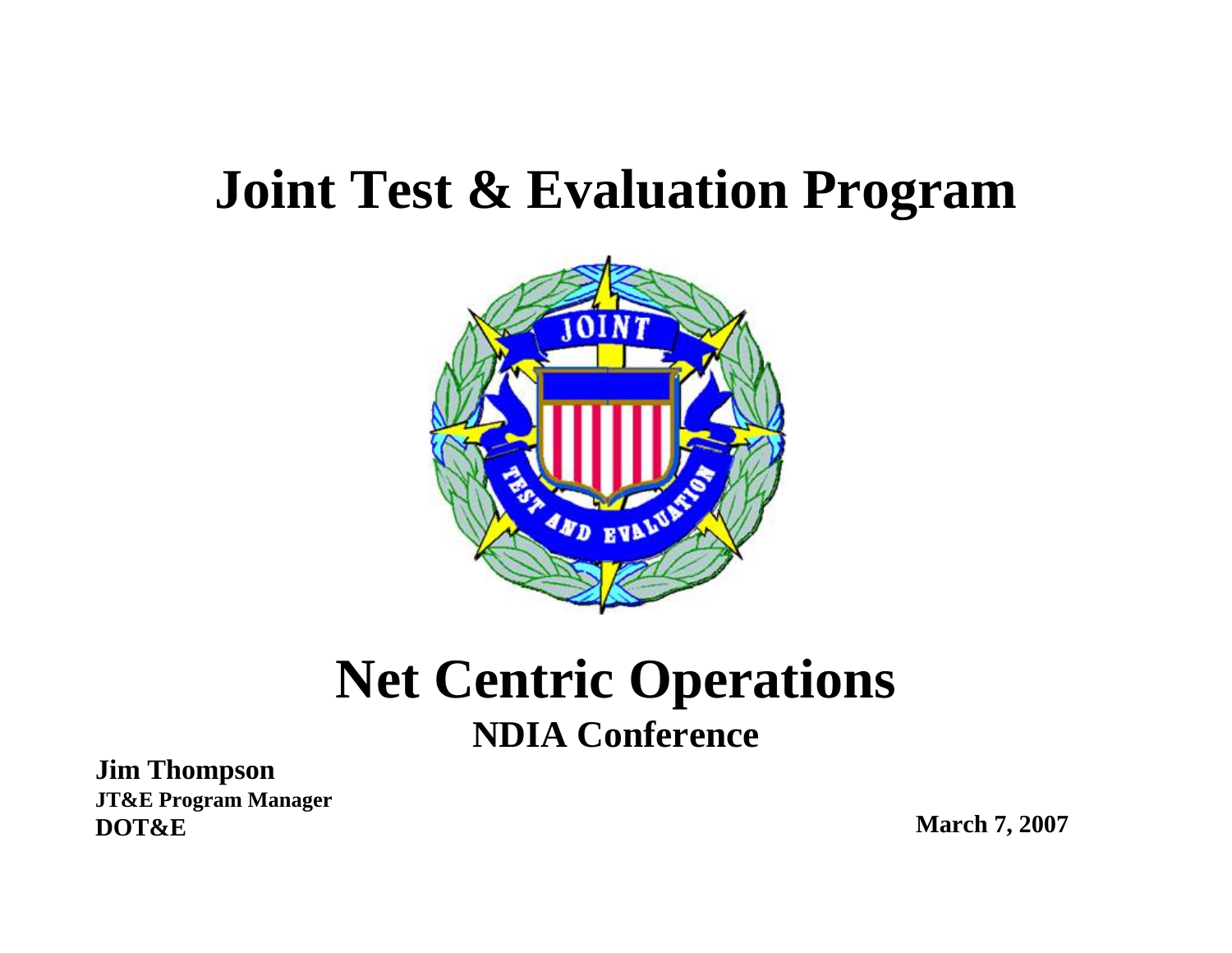# Joint Test & Evaluation Program

# Net Centric Operations

## NDIA Conference

**Jim Thompson**
**JT&E Program Manager**
**DOT&E**

**March 7, 2007**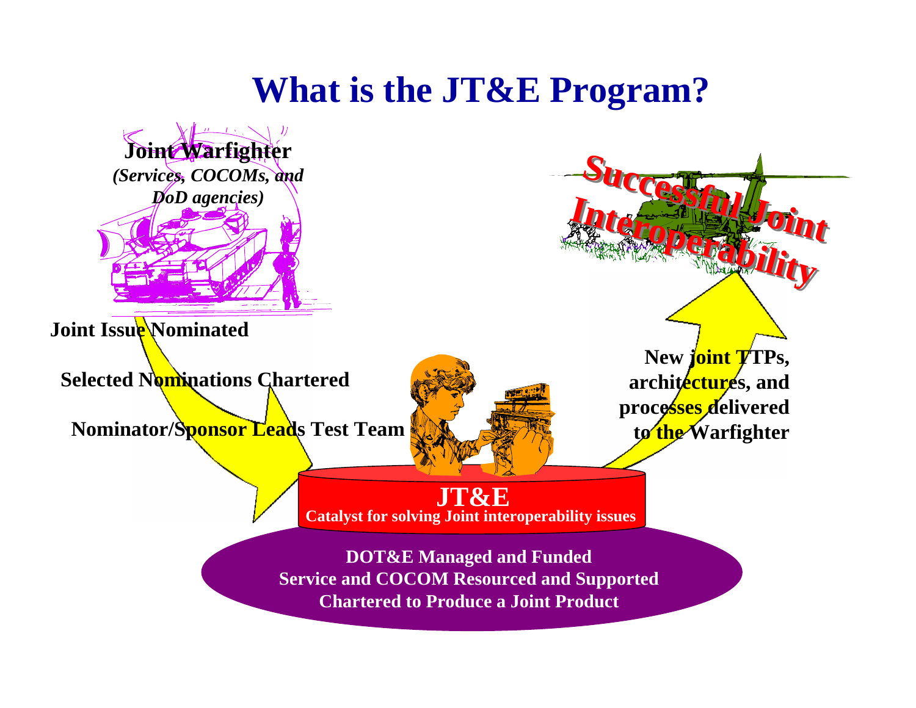# What is the JT&E Program?

**Joint Warfighter**
***(Services, COCOMs, and DoD agencies)***

**Successful Joint Interoperability**

**Joint Issue Nominated**

**Selected Nominations Chartered**

**Nominator/Sponsor Leads Test Team**

**New joint TTPs, architectures, and processes delivered to the Warfighter**

**JT&E**
**Catalyst for solving Joint interoperability issues**

**DOT&E Managed and Funded**
**Service and COCOM Resourced and Supported**
**Chartered to Produce a Joint Product**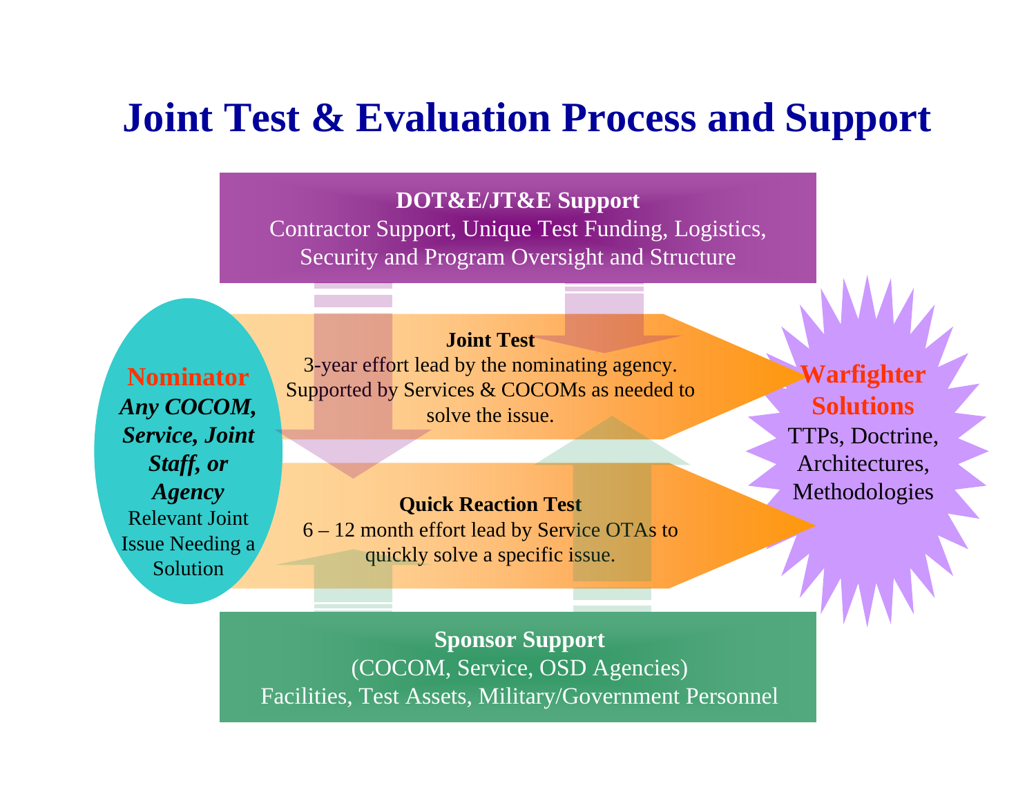# Joint Test & Evaluation Process and Support

**DOT&E/JT&E Support**
Contractor Support, Unique Test Funding, Logistics, Security and Program Oversight and Structure

**Nominator**
***Any COCOM, Service, Joint Staff, or Agency***
Relevant Joint Issue Needing a Solution

**Joint Test**
3-year effort lead by the nominating agency. Supported by Services & COCOMs as needed to solve the issue.

**Quick Reaction Test**
6 – 12 month effort lead by Service OTAs to quickly solve a specific issue.

**Warfighter Solutions**
TTPs, Doctrine, Architectures, Methodologies

**Sponsor Support**
(COCOM, Service, OSD Agencies)
Facilities, Test Assets, Military/Government Personnel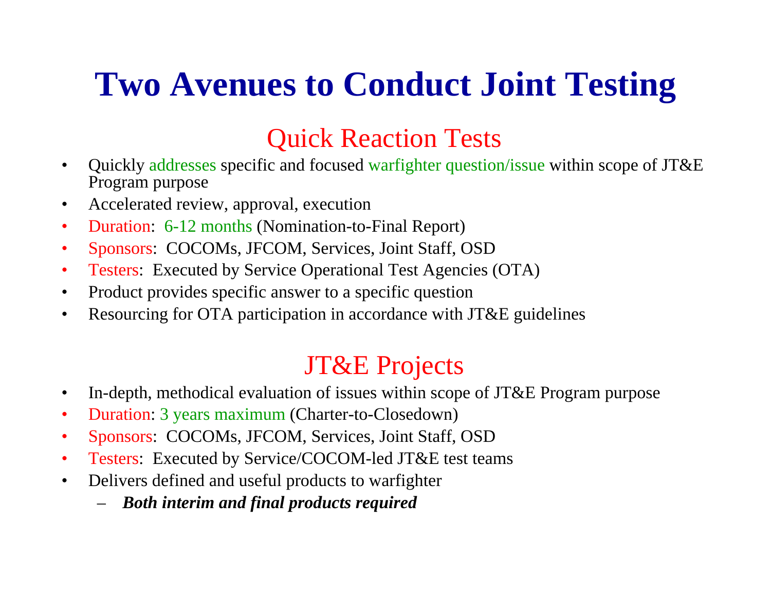# Two Avenues to Conduct Joint Testing

## Quick Reaction Tests

- Quickly addresses specific and focused warfighter question/issue within scope of JT&E Program purpose
- Accelerated review, approval, execution
- Duration: 6-12 months (Nomination-to-Final Report)
- Sponsors: COCOMs, JFCOM, Services, Joint Staff, OSD
- Testers: Executed by Service Operational Test Agencies (OTA)
- Product provides specific answer to a specific question
- Resourcing for OTA participation in accordance with JT&E guidelines

## JT&E Projects

- In-depth, methodical evaluation of issues within scope of JT&E Program purpose
- Duration: 3 years maximum (Charter-to-Closedown)
- Sponsors: COCOMs, JFCOM, Services, Joint Staff, OSD
- Testers: Executed by Service/COCOM-led JT&E test teams
- Delivers defined and useful products to warfighter
  - ***Both interim and final products required***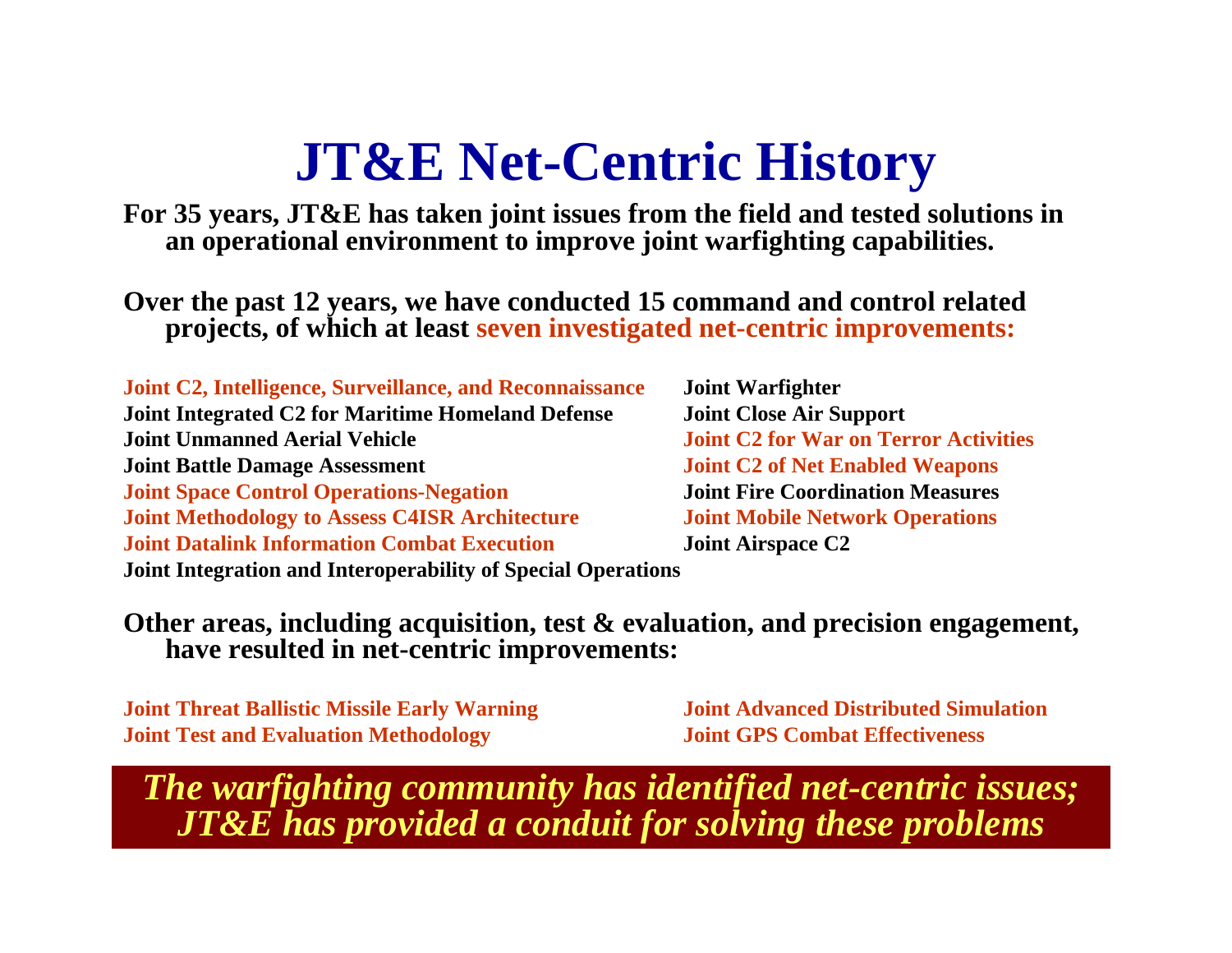# JT&E Net-Centric History

**For 35 years, JT&E has taken joint issues from the field and tested solutions in an operational environment to improve joint warfighting capabilities.**

**Over the past 12 years, we have conducted 15 command and control related projects, of which at least seven investigated net-centric improvements:**

- **Joint C2, Intelligence, Surveillance, and Reconnaissance**
- **Joint Integrated C2 for Maritime Homeland Defense**
- **Joint Unmanned Aerial Vehicle**
- **Joint Battle Damage Assessment**
- **Joint Space Control Operations-Negation**
- **Joint Methodology to Assess C4ISR Architecture**
- **Joint Datalink Information Combat Execution**
- **Joint Integration and Interoperability of Special Operations**
- **Joint Warfighter**
- **Joint Close Air Support**
- **Joint C2 for War on Terror Activities**
- **Joint C2 of Net Enabled Weapons**
- **Joint Fire Coordination Measures**
- **Joint Mobile Network Operations**
- **Joint Airspace C2**

**Other areas, including acquisition, test & evaluation, and precision engagement, have resulted in net-centric improvements:**

- **Joint Threat Ballistic Missile Early Warning**
- **Joint Test and Evaluation Methodology**
- **Joint Advanced Distributed Simulation**
- **Joint GPS Combat Effectiveness**

***The warfighting community has identified net-centric issues; JT&E has provided a conduit for solving these problems***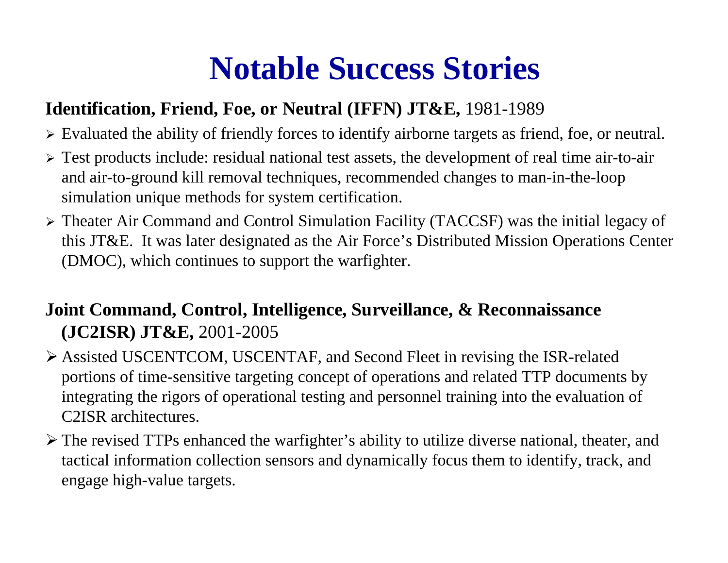# Notable Success Stories

**Identification, Friend, Foe, or Neutral (IFFN) JT&E,** 1981-1989

- Evaluated the ability of friendly forces to identify airborne targets as friend, foe, or neutral.
- Test products include: residual national test assets, the development of real time air-to-air and air-to-ground kill removal techniques, recommended changes to man-in-the-loop simulation unique methods for system certification.
- Theater Air Command and Control Simulation Facility (TACCSF) was the initial legacy of this JT&E. It was later designated as the Air Force's Distributed Mission Operations Center (DMOC), which continues to support the warfighter.

**Joint Command, Control, Intelligence, Surveillance, & Reconnaissance (JC2ISR) JT&E,** 2001-2005

- Assisted USCENTCOM, USCENTAF, and Second Fleet in revising the ISR-related portions of time-sensitive targeting concept of operations and related TTP documents by integrating the rigors of operational testing and personnel training into the evaluation of C2ISR architectures.
- The revised TTPs enhanced the warfighter's ability to utilize diverse national, theater, and tactical information collection sensors and dynamically focus them to identify, track, and engage high-value targets.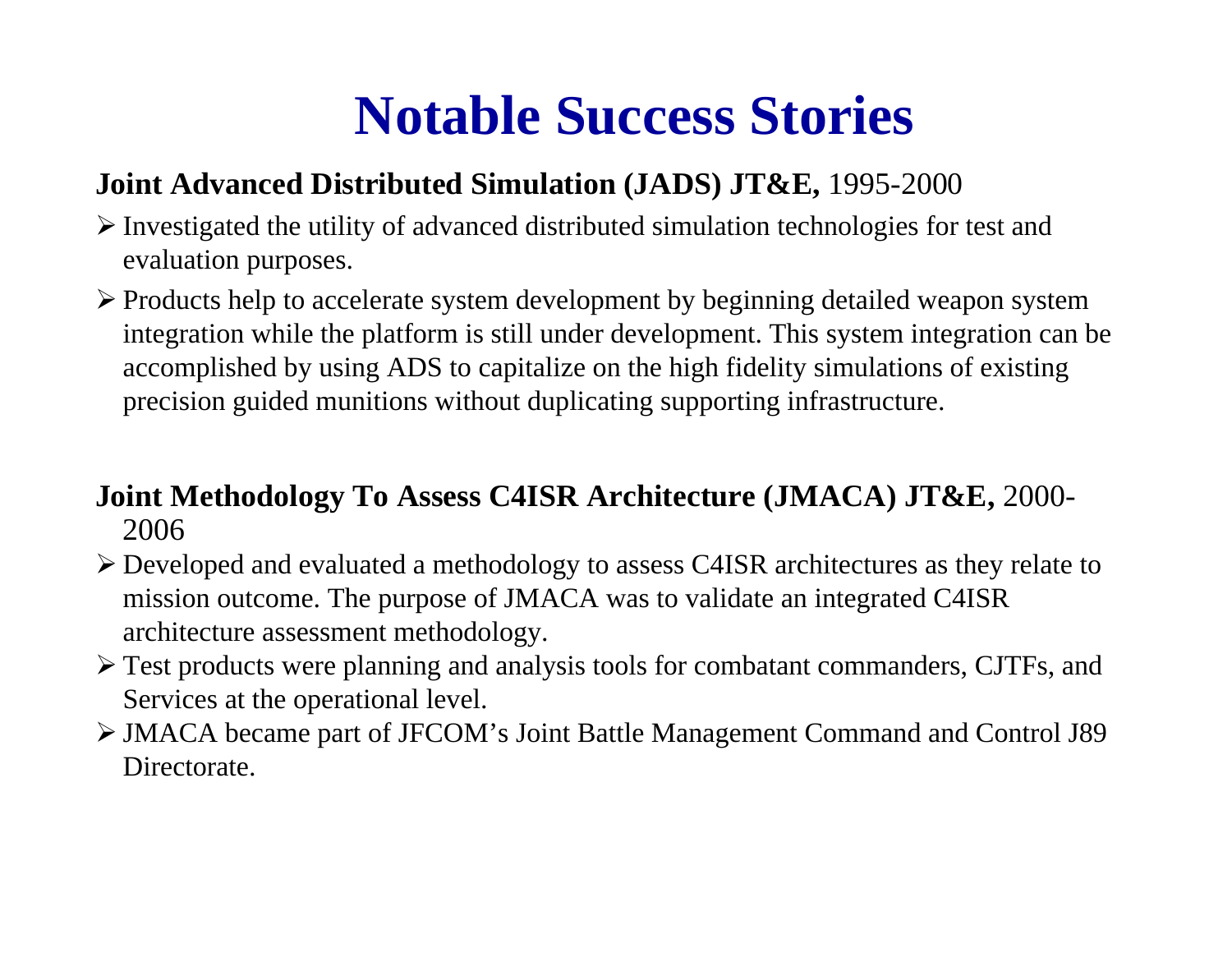# Notable Success Stories

**Joint Advanced Distributed Simulation (JADS) JT&E,** 1995-2000

- Investigated the utility of advanced distributed simulation technologies for test and evaluation purposes.
- Products help to accelerate system development by beginning detailed weapon system integration while the platform is still under development. This system integration can be accomplished by using ADS to capitalize on the high fidelity simulations of existing precision guided munitions without duplicating supporting infrastructure.

**Joint Methodology To Assess C4ISR Architecture (JMACA) JT&E,** 2000-2006

- Developed and evaluated a methodology to assess C4ISR architectures as they relate to mission outcome. The purpose of JMACA was to validate an integrated C4ISR architecture assessment methodology.
- Test products were planning and analysis tools for combatant commanders, CJTFs, and Services at the operational level.
- JMACA became part of JFCOM's Joint Battle Management Command and Control J89 Directorate.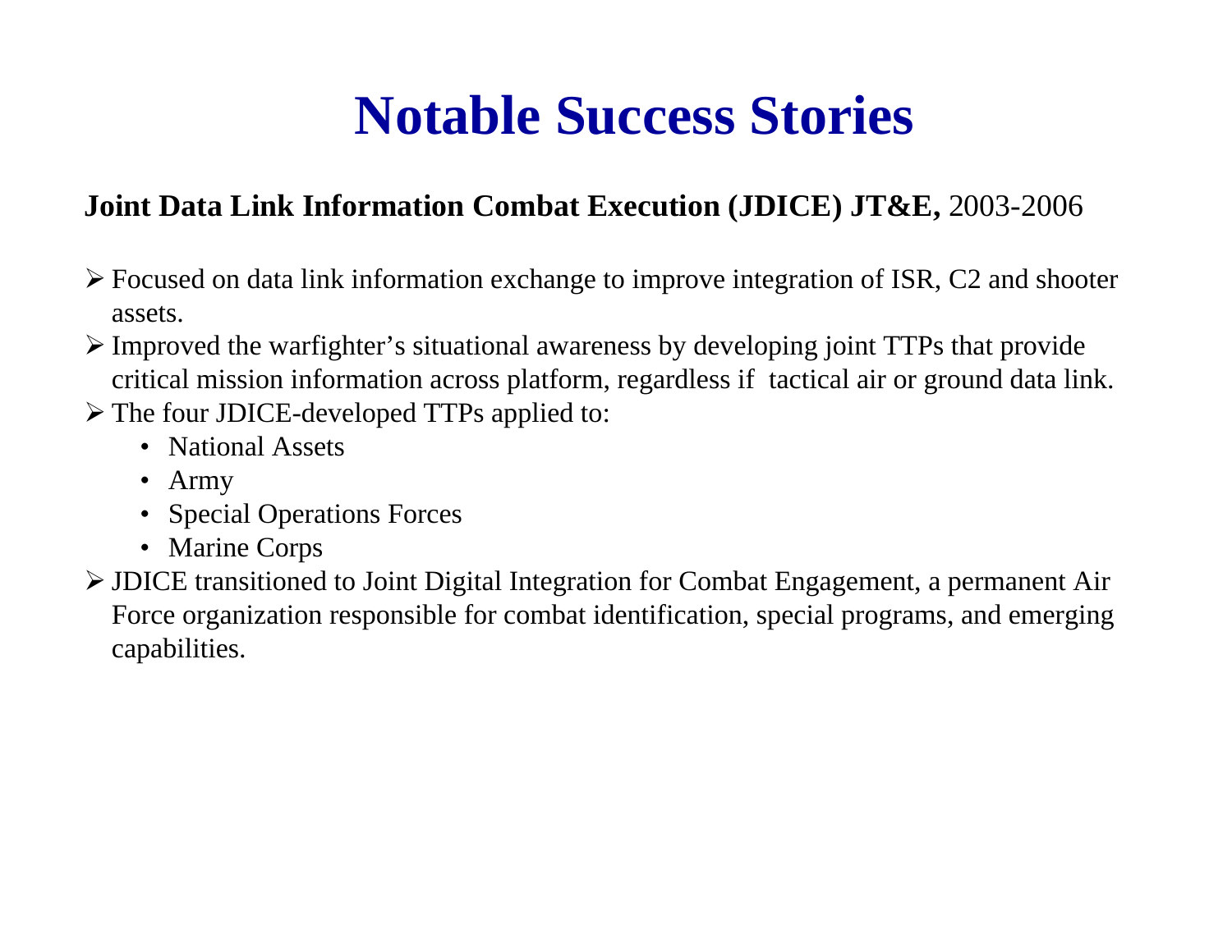# Notable Success Stories

**Joint Data Link Information Combat Execution (JDICE) JT&E,** 2003-2006

- Focused on data link information exchange to improve integration of ISR, C2 and shooter assets.
- Improved the warfighter's situational awareness by developing joint TTPs that provide critical mission information across platform, regardless if tactical air or ground data link.
- The four JDICE-developed TTPs applied to:
  - National Assets
  - Army
  - Special Operations Forces
  - Marine Corps
- JDICE transitioned to Joint Digital Integration for Combat Engagement, a permanent Air Force organization responsible for combat identification, special programs, and emerging capabilities.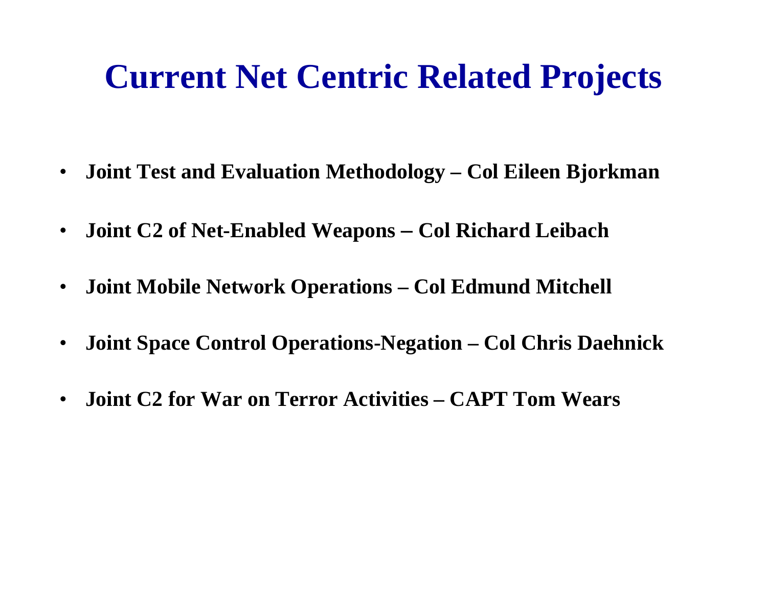# Current Net Centric Related Projects

- **Joint Test and Evaluation Methodology – Col Eileen Bjorkman**
- **Joint C2 of Net-Enabled Weapons – Col Richard Leibach**
- **Joint Mobile Network Operations – Col Edmund Mitchell**
- **Joint Space Control Operations-Negation – Col Chris Daehnick**
- **Joint C2 for War on Terror Activities – CAPT Tom Wears**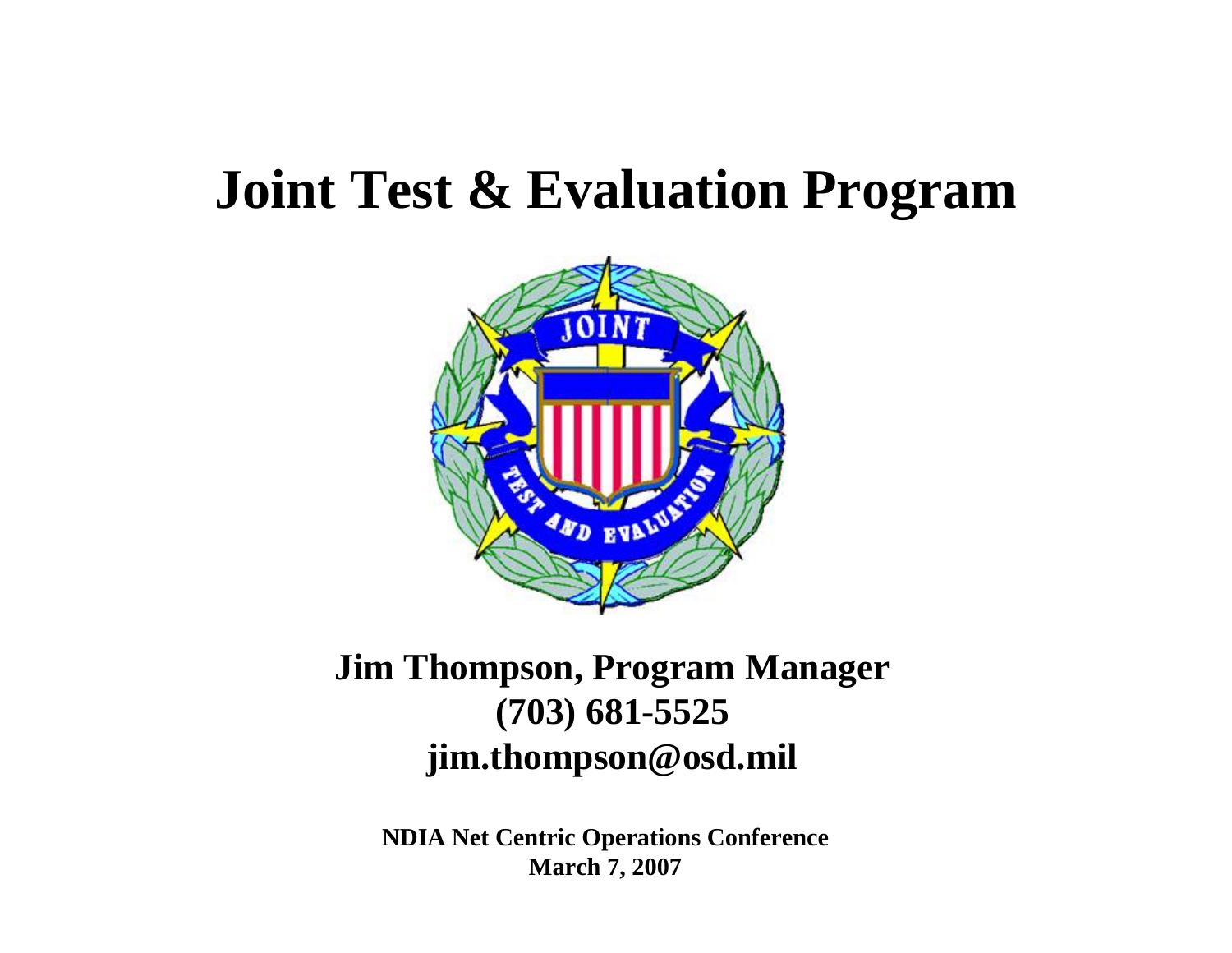# Joint Test & Evaluation Program

**Jim Thompson, Program Manager**
**(703) 681-5525**
**jim.thompson@osd.mil**

**NDIA Net Centric Operations Conference**
**March 7, 2007**